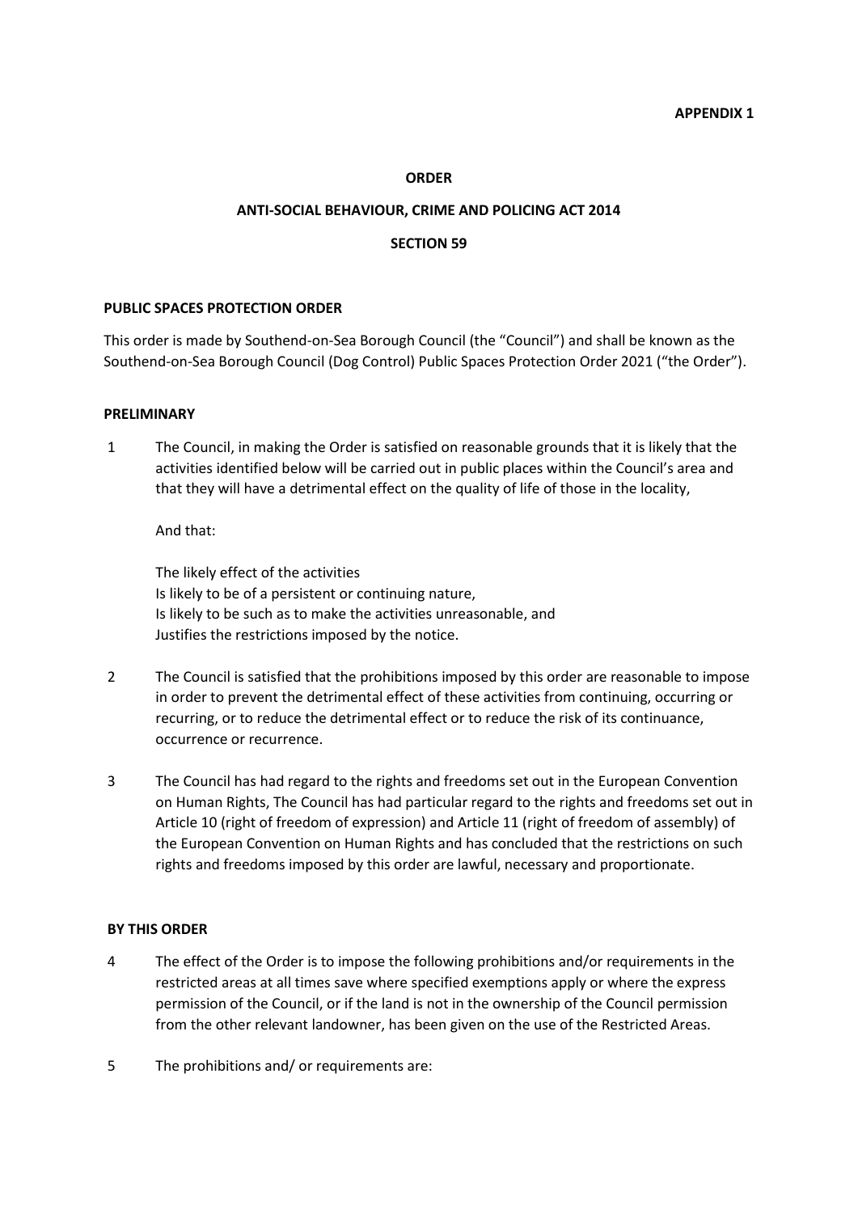**APPENDIX 1**

**ORDER**

**ANTI-SOCIAL BEHAVIOUR, CRIME AND POLICING ACT 2014**

**SECTION 59**

**PUBLIC SPACES PROTECTION ORDER**

This order is made by Southend-on-Sea Borough Council (the "Council") and shall be known as the Southend-on-Sea Borough Council (Dog Control) Public Spaces Protection Order 2021 ("the Order").

**PRELIMINARY**

1 The Council, in making the Order is satisfied on reasonable grounds that it is likely that the activities identified below will be carried out in public places within the Council's area and that they will have a detrimental effect on the quality of life of those in the locality,

And that:

The likely effect of the activities
Is likely to be of a persistent or continuing nature,
Is likely to be such as to make the activities unreasonable, and
Justifies the restrictions imposed by the notice.

2 The Council is satisfied that the prohibitions imposed by this order are reasonable to impose in order to prevent the detrimental effect of these activities from continuing, occurring or recurring, or to reduce the detrimental effect or to reduce the risk of its continuance, occurrence or recurrence.

3 The Council has had regard to the rights and freedoms set out in the European Convention on Human Rights, The Council has had particular regard to the rights and freedoms set out in Article 10 (right of freedom of expression) and Article 11 (right of freedom of assembly) of the European Convention on Human Rights and has concluded that the restrictions on such rights and freedoms imposed by this order are lawful, necessary and proportionate.

**BY THIS ORDER**

4 The effect of the Order is to impose the following prohibitions and/or requirements in the restricted areas at all times save where specified exemptions apply or where the express permission of the Council, or if the land is not in the ownership of the Council permission from the other relevant landowner, has been given on the use of the Restricted Areas.

5 The prohibitions and/ or requirements are: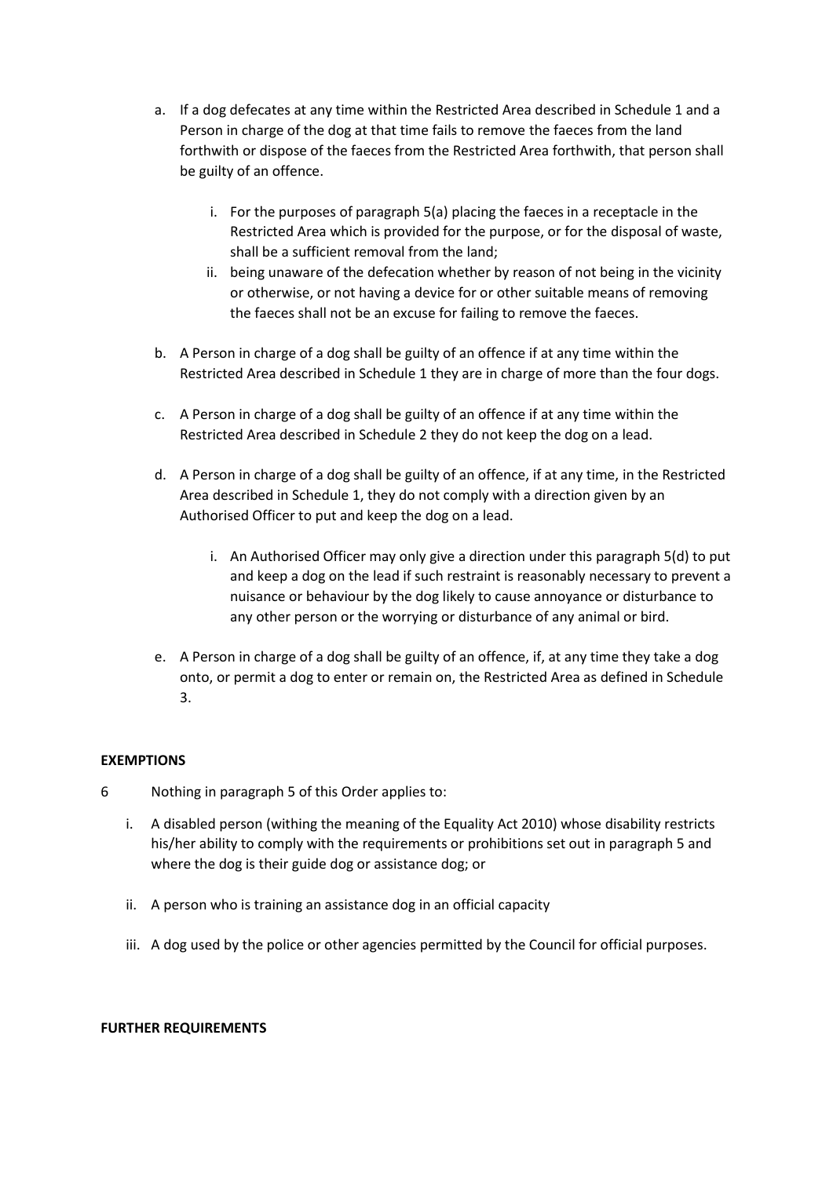a. If a dog defecates at any time within the Restricted Area described in Schedule 1 and a Person in charge of the dog at that time fails to remove the faeces from the land forthwith or dispose of the faeces from the Restricted Area forthwith, that person shall be guilty of an offence.

   i. For the purposes of paragraph 5(a) placing the faeces in a receptacle in the Restricted Area which is provided for the purpose, or for the disposal of waste, shall be a sufficient removal from the land;

   ii. being unaware of the defecation whether by reason of not being in the vicinity or otherwise, or not having a device for or other suitable means of removing the faeces shall not be an excuse for failing to remove the faeces.

b. A Person in charge of a dog shall be guilty of an offence if at any time within the Restricted Area described in Schedule 1 they are in charge of more than the four dogs.

c. A Person in charge of a dog shall be guilty of an offence if at any time within the Restricted Area described in Schedule 2 they do not keep the dog on a lead.

d. A Person in charge of a dog shall be guilty of an offence, if at any time, in the Restricted Area described in Schedule 1, they do not comply with a direction given by an Authorised Officer to put and keep the dog on a lead.

   i. An Authorised Officer may only give a direction under this paragraph 5(d) to put and keep a dog on the lead if such restraint is reasonably necessary to prevent a nuisance or behaviour by the dog likely to cause annoyance or disturbance to any other person or the worrying or disturbance of any animal or bird.

e. A Person in charge of a dog shall be guilty of an offence, if, at any time they take a dog onto, or permit a dog to enter or remain on, the Restricted Area as defined in Schedule 3.

**EXEMPTIONS**

6 Nothing in paragraph 5 of this Order applies to:

i. A disabled person (withing the meaning of the Equality Act 2010) whose disability restricts his/her ability to comply with the requirements or prohibitions set out in paragraph 5 and where the dog is their guide dog or assistance dog; or

ii. A person who is training an assistance dog in an official capacity

iii. A dog used by the police or other agencies permitted by the Council for official purposes.

**FURTHER REQUIREMENTS**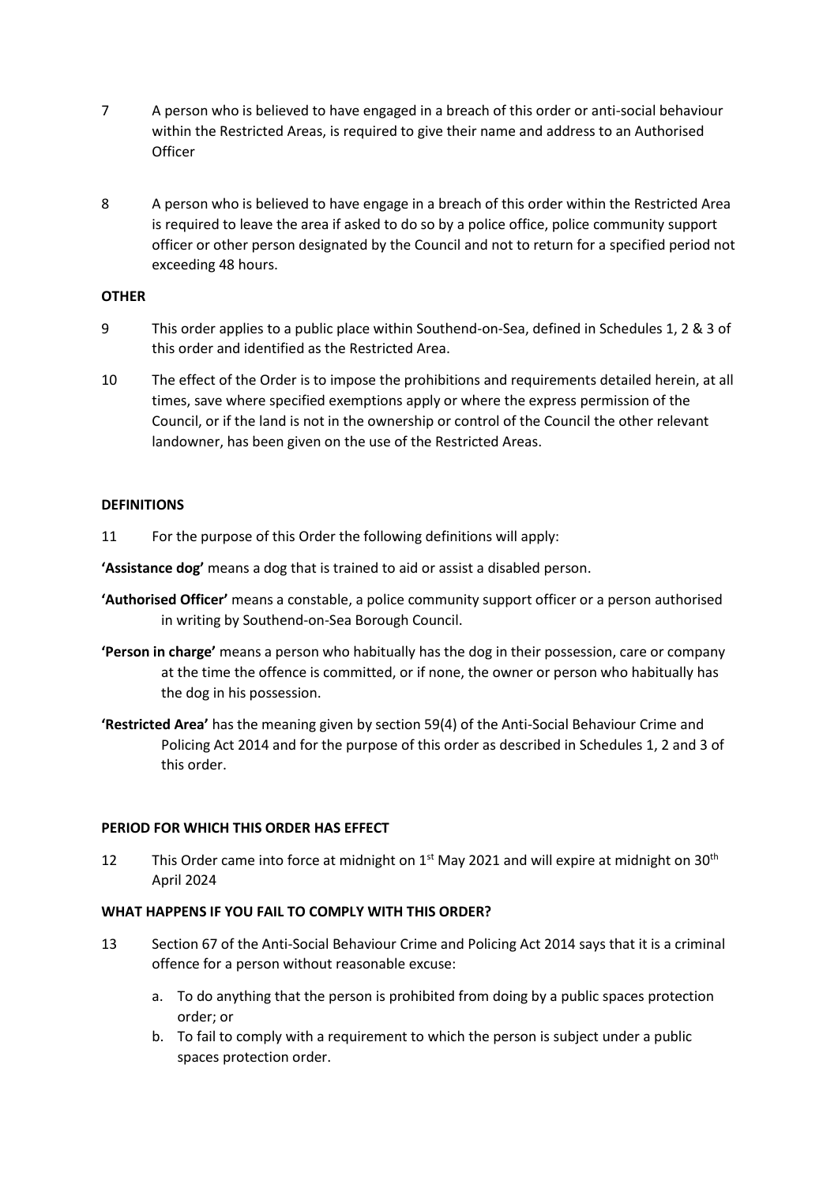7 A person who is believed to have engaged in a breach of this order or anti-social behaviour within the Restricted Areas, is required to give their name and address to an Authorised Officer

8 A person who is believed to have engage in a breach of this order within the Restricted Area is required to leave the area if asked to do so by a police office, police community support officer or other person designated by the Council and not to return for a specified period not exceeding 48 hours.

**OTHER**

9 This order applies to a public place within Southend-on-Sea, defined in Schedules 1, 2 & 3 of this order and identified as the Restricted Area.

10 The effect of the Order is to impose the prohibitions and requirements detailed herein, at all times, save where specified exemptions apply or where the express permission of the Council, or if the land is not in the ownership or control of the Council the other relevant landowner, has been given on the use of the Restricted Areas.

**DEFINITIONS**

11 For the purpose of this Order the following definitions will apply:

**'Assistance dog'** means a dog that is trained to aid or assist a disabled person.

**'Authorised Officer'** means a constable, a police community support officer or a person authorised in writing by Southend-on-Sea Borough Council.

**'Person in charge'** means a person who habitually has the dog in their possession, care or company at the time the offence is committed, or if none, the owner or person who habitually has the dog in his possession.

**'Restricted Area'** has the meaning given by section 59(4) of the Anti-Social Behaviour Crime and Policing Act 2014 and for the purpose of this order as described in Schedules 1, 2 and 3 of this order.

**PERIOD FOR WHICH THIS ORDER HAS EFFECT**

12 This Order came into force at midnight on 1st May 2021 and will expire at midnight on 30th April 2024

**WHAT HAPPENS IF YOU FAIL TO COMPLY WITH THIS ORDER?**

13 Section 67 of the Anti-Social Behaviour Crime and Policing Act 2014 says that it is a criminal offence for a person without reasonable excuse:

a. To do anything that the person is prohibited from doing by a public spaces protection order; or
b. To fail to comply with a requirement to which the person is subject under a public spaces protection order.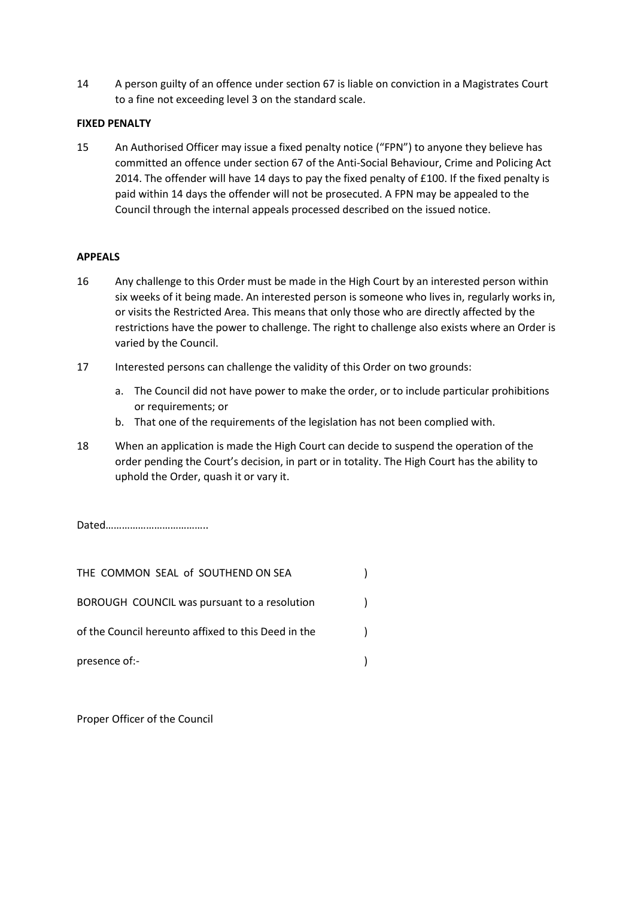14 A person guilty of an offence under section 67 is liable on conviction in a Magistrates Court to a fine not exceeding level 3 on the standard scale.

**FIXED PENALTY**

15 An Authorised Officer may issue a fixed penalty notice ("FPN") to anyone they believe has committed an offence under section 67 of the Anti-Social Behaviour, Crime and Policing Act 2014. The offender will have 14 days to pay the fixed penalty of £100. If the fixed penalty is paid within 14 days the offender will not be prosecuted. A FPN may be appealed to the Council through the internal appeals processed described on the issued notice.

**APPEALS**

16 Any challenge to this Order must be made in the High Court by an interested person within six weeks of it being made. An interested person is someone who lives in, regularly works in, or visits the Restricted Area. This means that only those who are directly affected by the restrictions have the power to challenge. The right to challenge also exists where an Order is varied by the Council.

17 Interested persons can challenge the validity of this Order on two grounds:

a. The Council did not have power to make the order, or to include particular prohibitions or requirements; or
b. That one of the requirements of the legislation has not been complied with.

18 When an application is made the High Court can decide to suspend the operation of the order pending the Court's decision, in part or in totality. The High Court has the ability to uphold the Order, quash it or vary it.

Dated………………………………..

THE COMMON SEAL of SOUTHEND ON SEA )
BOROUGH COUNCIL was pursuant to a resolution )
of the Council hereunto affixed to this Deed in the )
presence of:- )

Proper Officer of the Council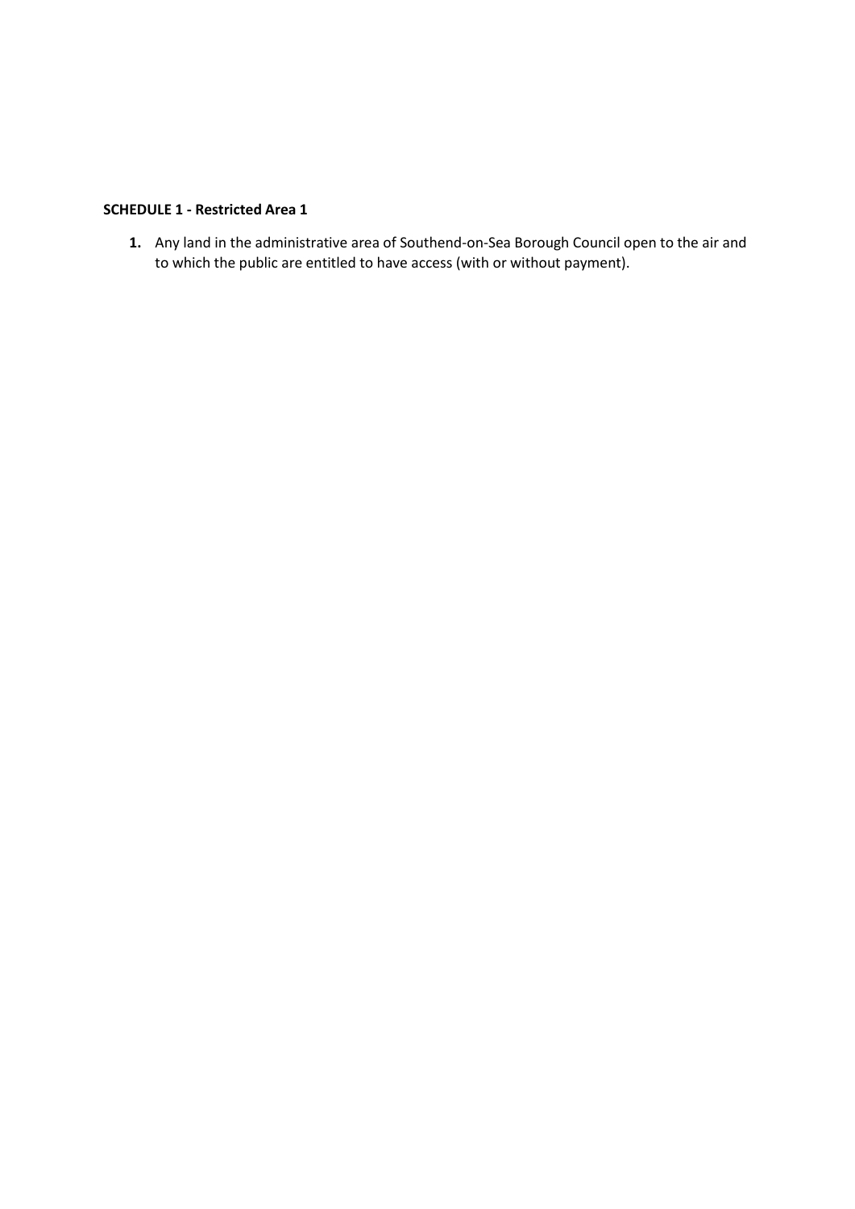**SCHEDULE 1 - Restricted Area 1**

1. Any land in the administrative area of Southend-on-Sea Borough Council open to the air and to which the public are entitled to have access (with or without payment).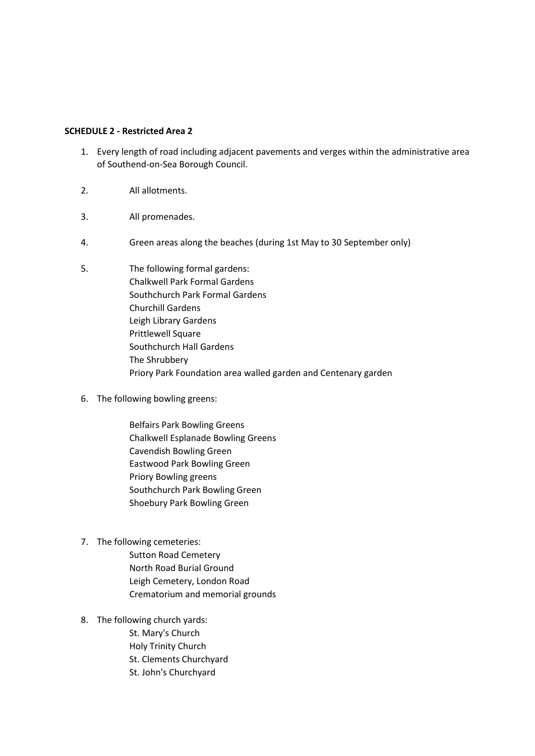**SCHEDULE 2 - Restricted Area 2**

1. Every length of road including adjacent pavements and verges within the administrative area of Southend-on-Sea Borough Council.

2. All allotments.

3. All promenades.

4. Green areas along the beaches (during 1st May to 30 September only)

5. The following formal gardens:
   - Chalkwell Park Formal Gardens
   - Southchurch Park Formal Gardens
   - Churchill Gardens
   - Leigh Library Gardens
   - Prittlewell Square
   - Southchurch Hall Gardens
   - The Shrubbery
   - Priory Park Foundation area walled garden and Centenary garden

6. The following bowling greens:
   - Belfairs Park Bowling Greens
   - Chalkwell Esplanade Bowling Greens
   - Cavendish Bowling Green
   - Eastwood Park Bowling Green
   - Priory Bowling greens
   - Southchurch Park Bowling Green
   - Shoebury Park Bowling Green

7. The following cemeteries:
   - Sutton Road Cemetery
   - North Road Burial Ground
   - Leigh Cemetery, London Road
   - Crematorium and memorial grounds

8. The following church yards:
   - St. Mary's Church
   - Holy Trinity Church
   - St. Clements Churchyard
   - St. John's Churchyard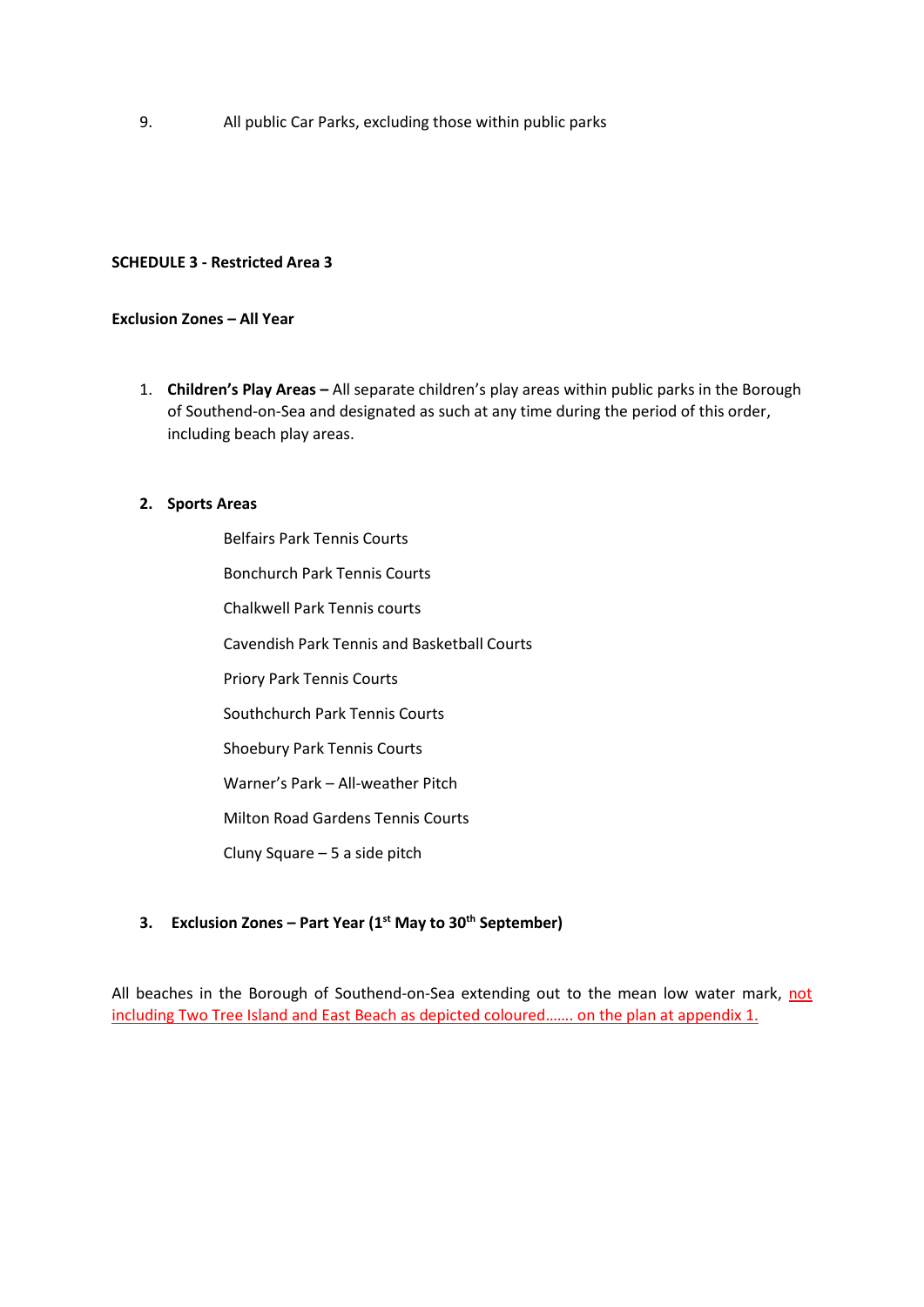9. All public Car Parks, excluding those within public parks

**SCHEDULE 3 - Restricted Area 3**

**Exclusion Zones – All Year**

1. **Children's Play Areas –** All separate children's play areas within public parks in the Borough of Southend-on-Sea and designated as such at any time during the period of this order, including beach play areas.

2. **Sports Areas**

   Belfairs Park Tennis Courts

   Bonchurch Park Tennis Courts

   Chalkwell Park Tennis courts

   Cavendish Park Tennis and Basketball Courts

   Priory Park Tennis Courts

   Southchurch Park Tennis Courts

   Shoebury Park Tennis Courts

   Warner's Park – All-weather Pitch

   Milton Road Gardens Tennis Courts

   Cluny Square – 5 a side pitch

3. **Exclusion Zones – Part Year (1st May to 30th September)**

All beaches in the Borough of Southend-on-Sea extending out to the mean low water mark, not including Two Tree Island and East Beach as depicted coloured……. on the plan at appendix 1.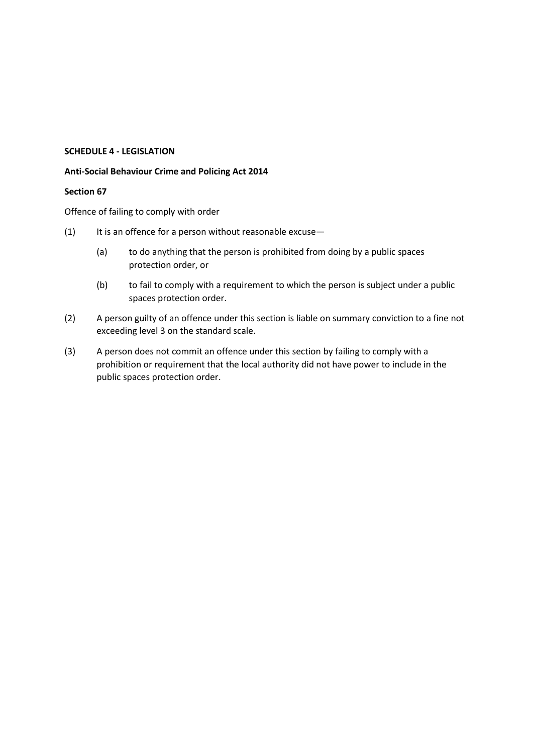**SCHEDULE 4 - LEGISLATION**

**Anti-Social Behaviour Crime and Policing Act 2014**

**Section 67**

Offence of failing to comply with order

(1) It is an offence for a person without reasonable excuse—

   (a) to do anything that the person is prohibited from doing by a public spaces protection order, or

   (b) to fail to comply with a requirement to which the person is subject under a public spaces protection order.

(2) A person guilty of an offence under this section is liable on summary conviction to a fine not exceeding level 3 on the standard scale.

(3) A person does not commit an offence under this section by failing to comply with a prohibition or requirement that the local authority did not have power to include in the public spaces protection order.